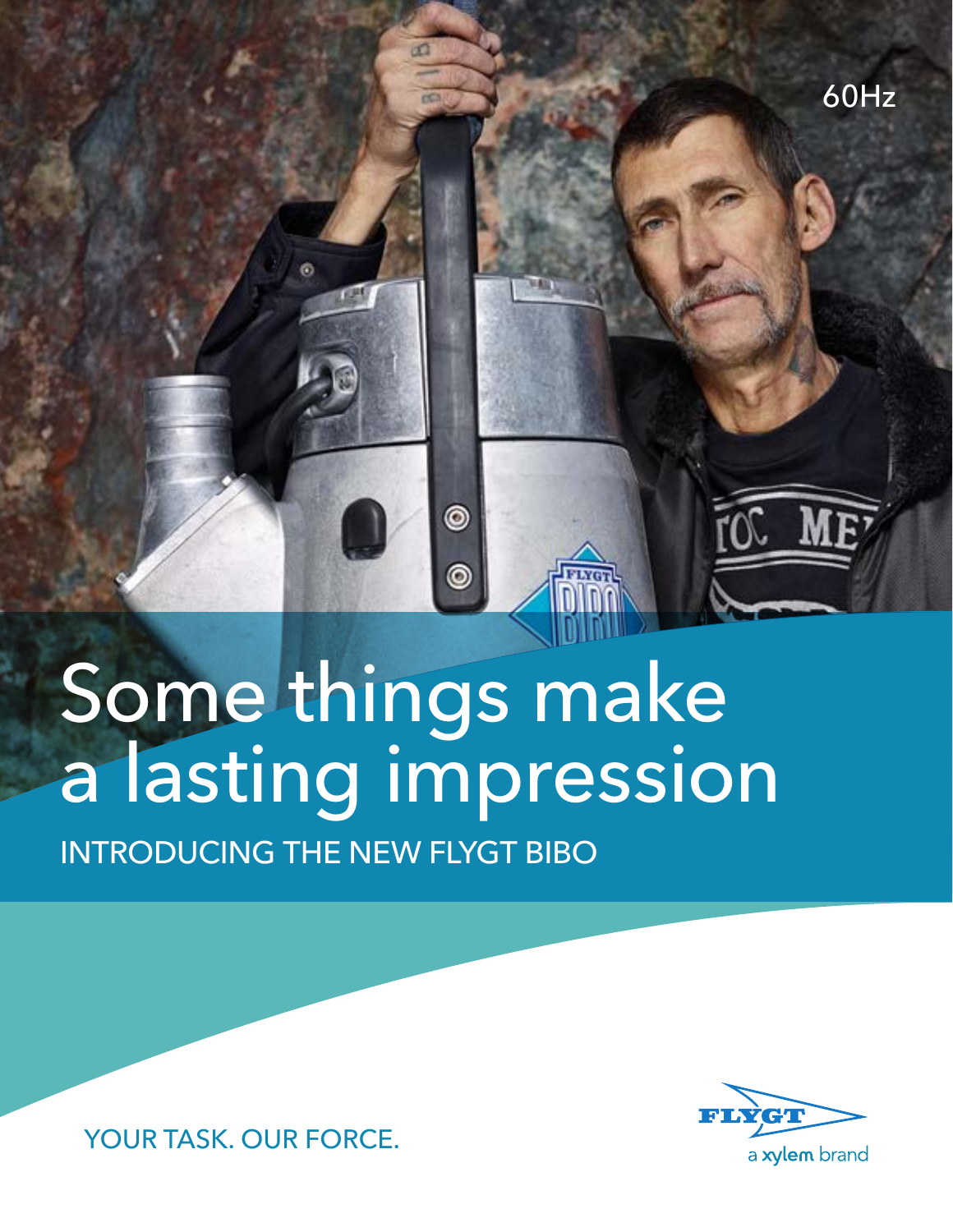60Hz

# Some things make a lasting impression

## INTRODUCING THE NEW FLYGT BIBO

YOUR TASK. OUR FORCE.

FLYGT
a xylem brand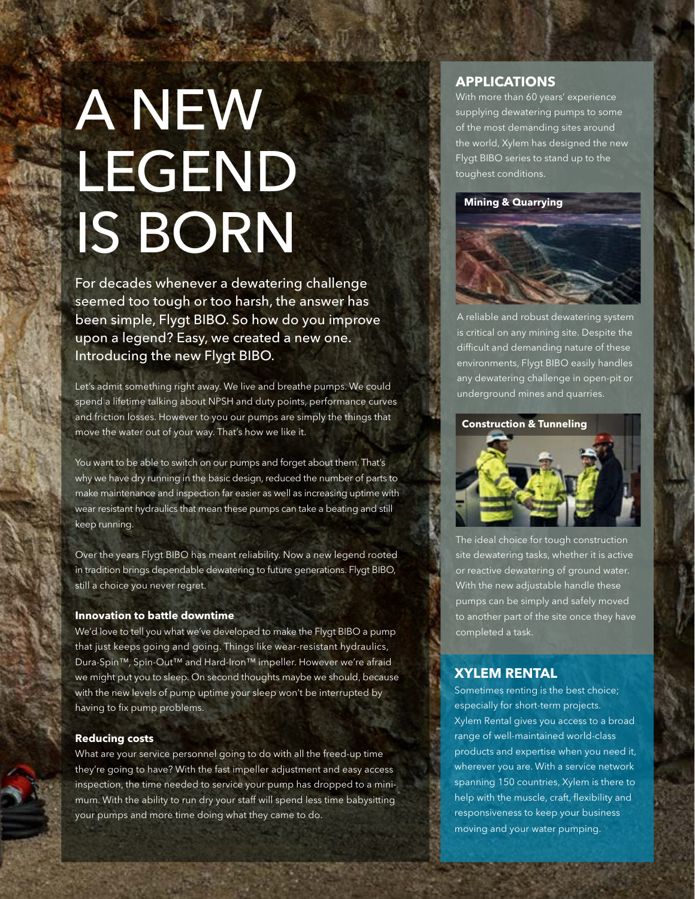# A NEW LEGEND IS BORN

For decades whenever a dewatering challenge seemed too tough or too harsh, the answer has been simple, Flygt BIBO. So how do you improve upon a legend? Easy, we created a new one. Introducing the new Flygt BIBO.

Let's admit something right away. We live and breathe pumps. We could spend a lifetime talking about NPSH and duty points, performance curves and friction losses. However to you our pumps are simply the things that move the water out of your way. That's how we like it.

You want to be able to switch on our pumps and forget about them. That's why we have dry running in the basic design, reduced the number of parts to make maintenance and inspection far easier as well as increasing uptime with wear resistant hydraulics that mean these pumps can take a beating and still keep running.

Over the years Flygt BIBO has meant reliability. Now a new legend rooted in tradition brings dependable dewatering to future generations. Flygt BIBO, still a choice you never regret.

### Innovation to battle downtime

We'd love to tell you what we've developed to make the Flygt BIBO a pump that just keeps going and going. Things like wear-resistant hydraulics, Dura-Spin™, Spin-Out™ and Hard-Iron™ impeller. However we're afraid we might put you to sleep. On second thoughts maybe we should, because with the new levels of pump uptime your sleep won't be interrupted by having to fix pump problems.

### Reducing costs

What are your service personnel going to do with all the freed-up time they're going to have? With the fast impeller adjustment and easy access inspection, the time needed to service your pump has dropped to a minimum. With the ability to run dry your staff will spend less time babysitting your pumps and more time doing what they came to do.

## APPLICATIONS

With more than 60 years' experience supplying dewatering pumps to some of the most demanding sites around the world, Xylem has designed the new Flygt BIBO series to stand up to the toughest conditions.

**Mining & Quarrying**

A reliable and robust dewatering system is critical on any mining site. Despite the difficult and demanding nature of these environments, Flygt BIBO easily handles any dewatering challenge in open-pit or underground mines and quarries.

**Construction & Tunneling**

The ideal choice for tough construction site dewatering tasks, whether it is active or reactive dewatering of ground water. With the new adjustable handle these pumps can be simply and safely moved to another part of the site once they have completed a task.

## XYLEM RENTAL

Sometimes renting is the best choice; especially for short-term projects. Xylem Rental gives you access to a broad range of well-maintained world-class products and expertise when you need it, wherever you are. With a service network spanning 150 countries, Xylem is there to help with the muscle, craft, flexibility and responsiveness to keep your business moving and your water pumping.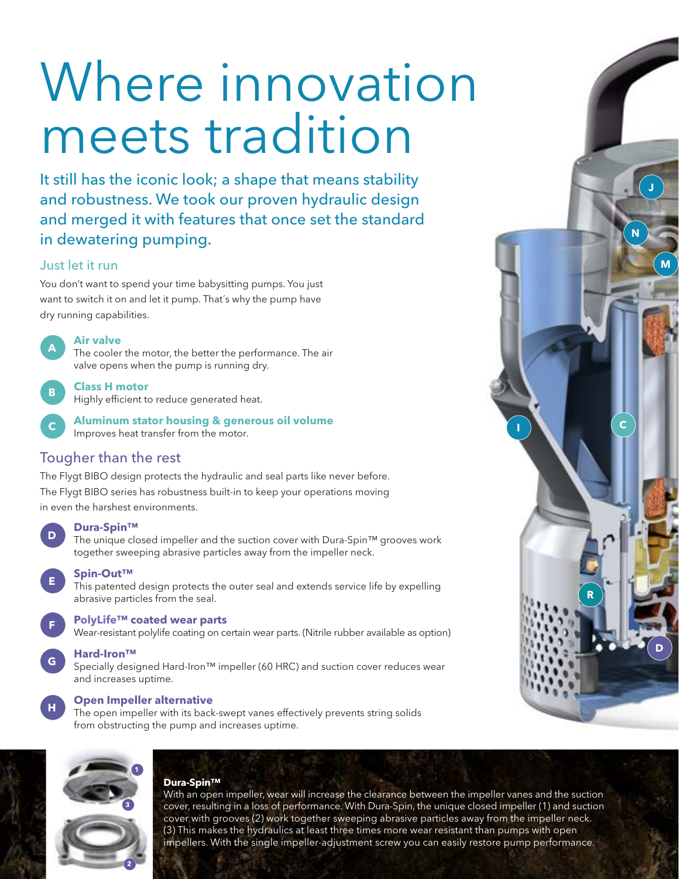# Where innovation meets tradition

It still has the iconic look; a shape that means stability and robustness. We took our proven hydraulic design and merged it with features that once set the standard in dewatering pumping.

## Just let it run

You don't want to spend your time babysitting pumps. You just want to switch it on and let it pump. That´s why the pump have dry running capabilities.

**A** **Air valve**
The cooler the motor, the better the performance. The air valve opens when the pump is running dry.

**B** **Class H motor**
Highly efficient to reduce generated heat.

**C** **Aluminum stator housing & generous oil volume**
Improves heat transfer from the motor.

## Tougher than the rest

The Flygt BIBO design protects the hydraulic and seal parts like never before. The Flygt BIBO series has robustness built-in to keep your operations moving in even the harshest environments.

**D** **Dura-Spin™**
The unique closed impeller and the suction cover with Dura-Spin™ grooves work together sweeping abrasive particles away from the impeller neck.

**E** **Spin-Out™**
This patented design protects the outer seal and extends service life by expelling abrasive particles from the seal.

**F** **PolyLife™ coated wear parts**
Wear-resistant polylife coating on certain wear parts. (Nitrile rubber available as option)

**G** **Hard-Iron™**
Specially designed Hard-Iron™ impeller (60 HRC) and suction cover reduces wear and increases uptime.

**H** **Open Impeller alternative**
The open impeller with its back-swept vanes effectively prevents string solids from obstructing the pump and increases uptime.

**Dura-Spin™**
With an open impeller, wear will increase the clearance between the impeller vanes and the suction cover, resulting in a loss of performance. With Dura-Spin, the unique closed impeller (1) and suction cover with grooves (2) work together sweeping abrasive particles away from the impeller neck. (3) This makes the hydraulics at least three times more wear resistant than pumps with open impellers. With the single impeller-adjustment screw you can easily restore pump performance.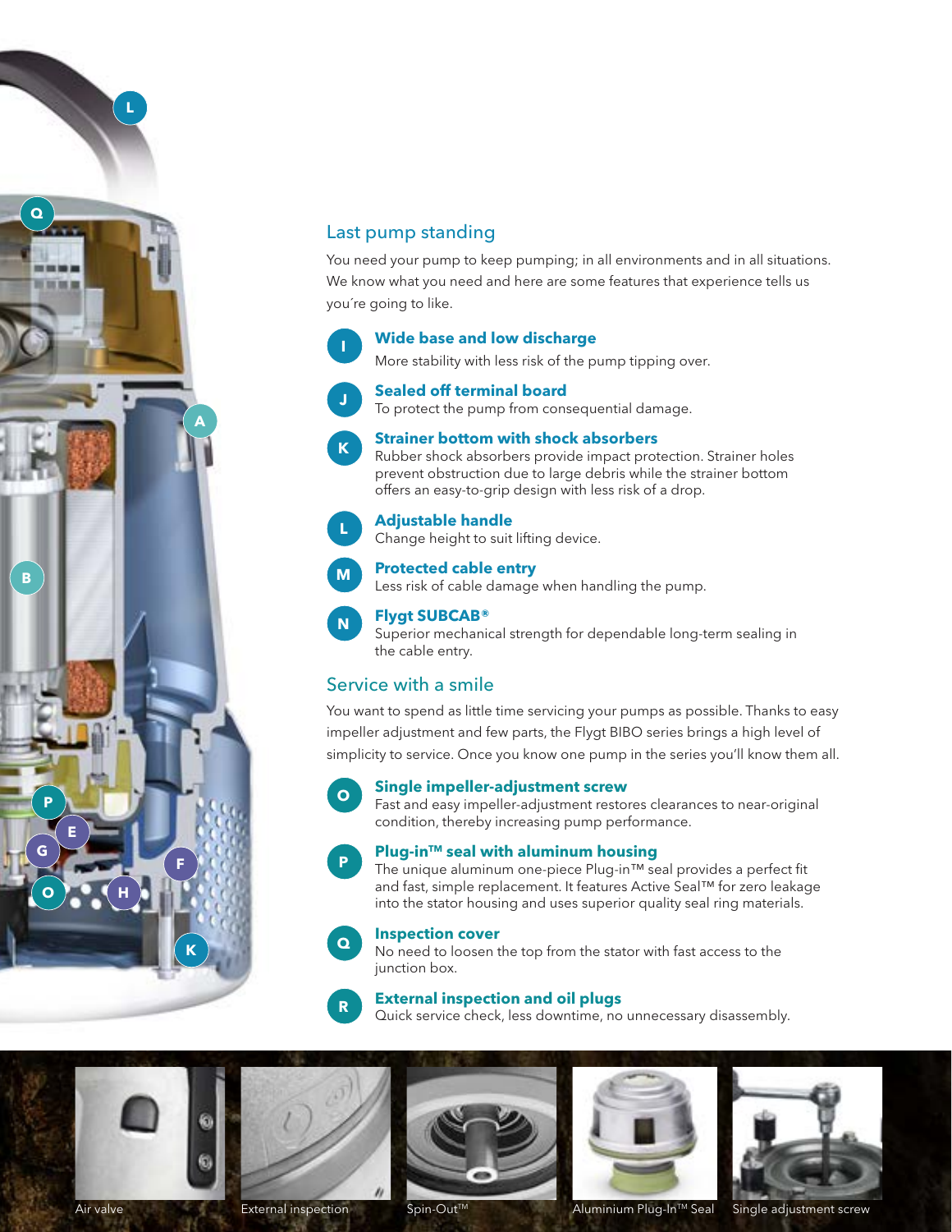## Last pump standing

You need your pump to keep pumping; in all environments and in all situations. We know what you need and here are some features that experience tells us you´re going to like.

**I** **Wide base and low discharge**
More stability with less risk of the pump tipping over.

**J** **Sealed off terminal board**
To protect the pump from consequential damage.

**K** **Strainer bottom with shock absorbers**
Rubber shock absorbers provide impact protection. Strainer holes prevent obstruction due to large debris while the strainer bottom offers an easy-to-grip design with less risk of a drop.

**L** **Adjustable handle**
Change height to suit lifting device.

**M** **Protected cable entry**
Less risk of cable damage when handling the pump.

**N** **Flygt SUBCAB®**
Superior mechanical strength for dependable long-term sealing in the cable entry.

## Service with a smile

You want to spend as little time servicing your pumps as possible. Thanks to easy impeller adjustment and few parts, the Flygt BIBO series brings a high level of simplicity to service. Once you know one pump in the series you'll know them all.

**O** **Single impeller-adjustment screw**
Fast and easy impeller-adjustment restores clearances to near-original condition, thereby increasing pump performance.

**P** **Plug-in™ seal with aluminum housing**
The unique aluminum one-piece Plug-in™ seal provides a perfect fit and fast, simple replacement. It features Active Seal™ for zero leakage into the stator housing and uses superior quality seal ring materials.

**Q** **Inspection cover**
No need to loosen the top from the stator with fast access to the junction box.

**R** **External inspection and oil plugs**
Quick service check, less downtime, no unnecessary disassembly.

Air valve

External inspection

Spin-Out™

Aluminium Plug-In™ Seal

Single adjustment screw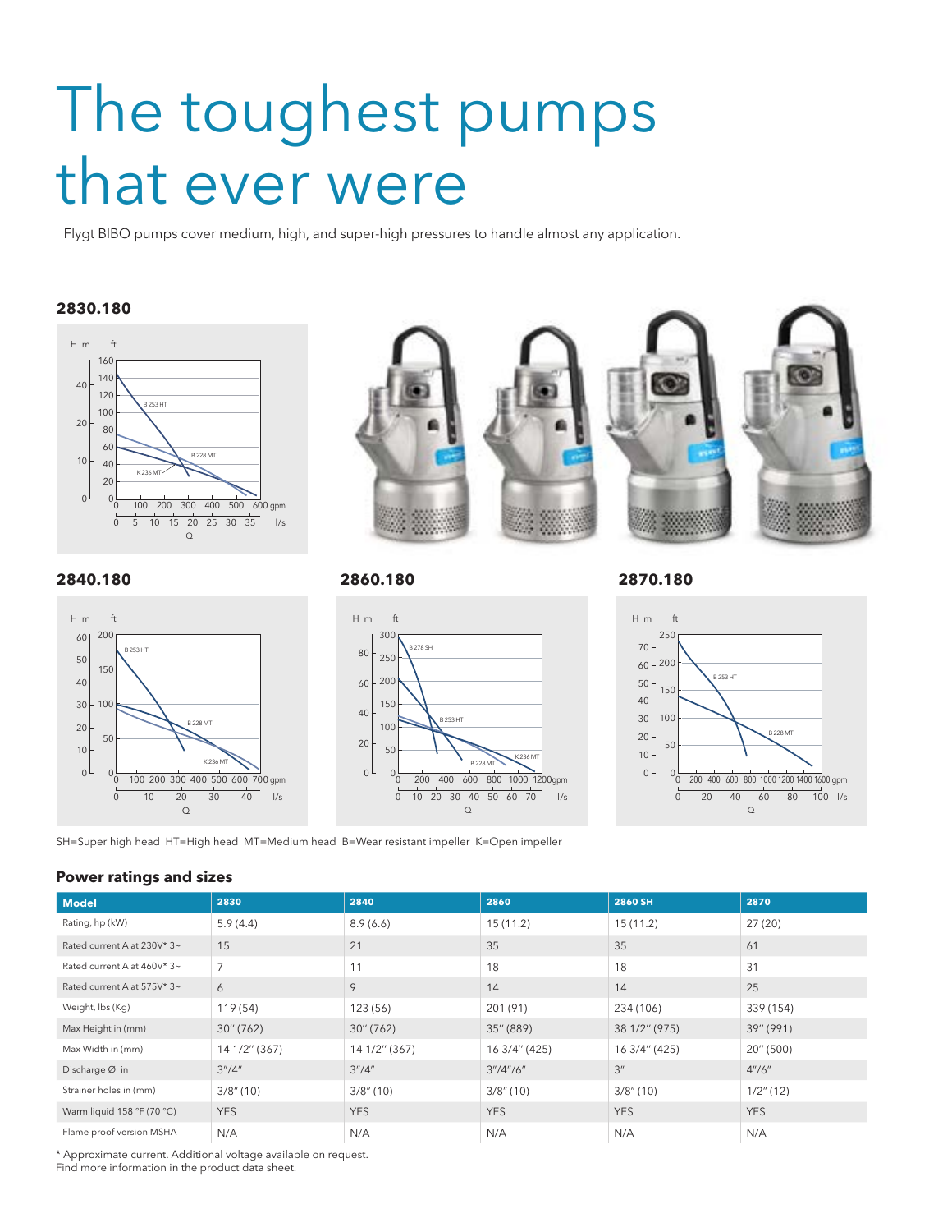# The toughest pumps that ever were

Flygt BIBO pumps cover medium, high, and super-high pressures to handle almost any application.

### 2830.180

### 2840.180

### 2860.180

### 2870.180

SH=Super high head HT=High head MT=Medium head B=Wear resistant impeller K=Open impeller

### Power ratings and sizes

| Model | 2830 | 2840 | 2860 | 2860 SH | 2870 |
|---|---|---|---|---|---|
| Rating, hp (kW) | 5.9 (4.4) | 8.9 (6.6) | 15 (11.2) | 15 (11.2) | 27 (20) |
| Rated current A at 230V* 3~ | 15 | 21 | 35 | 35 | 61 |
| Rated current A at 460V* 3~ | 7 | 11 | 18 | 18 | 31 |
| Rated current A at 575V* 3~ | 6 | 9 | 14 | 14 | 25 |
| Weight, lbs (Kg) | 119 (54) | 123 (56) | 201 (91) | 234 (106) | 339 (154) |
| Max Height in (mm) | 30" (762) | 30" (762) | 35" (889) | 38 1/2" (975) | 39" (991) |
| Max Width in (mm) | 14 1/2" (367) | 14 1/2" (367) | 16 3/4" (425) | 16 3/4" (425) | 20" (500) |
| Discharge Ø in | 3"/4" | 3"/4" | 3"/4"/6" | 3" | 4"/6" |
| Strainer holes in (mm) | 3/8" (10) | 3/8" (10) | 3/8" (10) | 3/8" (10) | 1/2" (12) |
| Warm liquid 158 °F (70 °C) | YES | YES | YES | YES | YES |
| Flame proof version MSHA | N/A | N/A | N/A | N/A | N/A |

\* Approximate current. Additional voltage available on request.
Find more information in the product data sheet.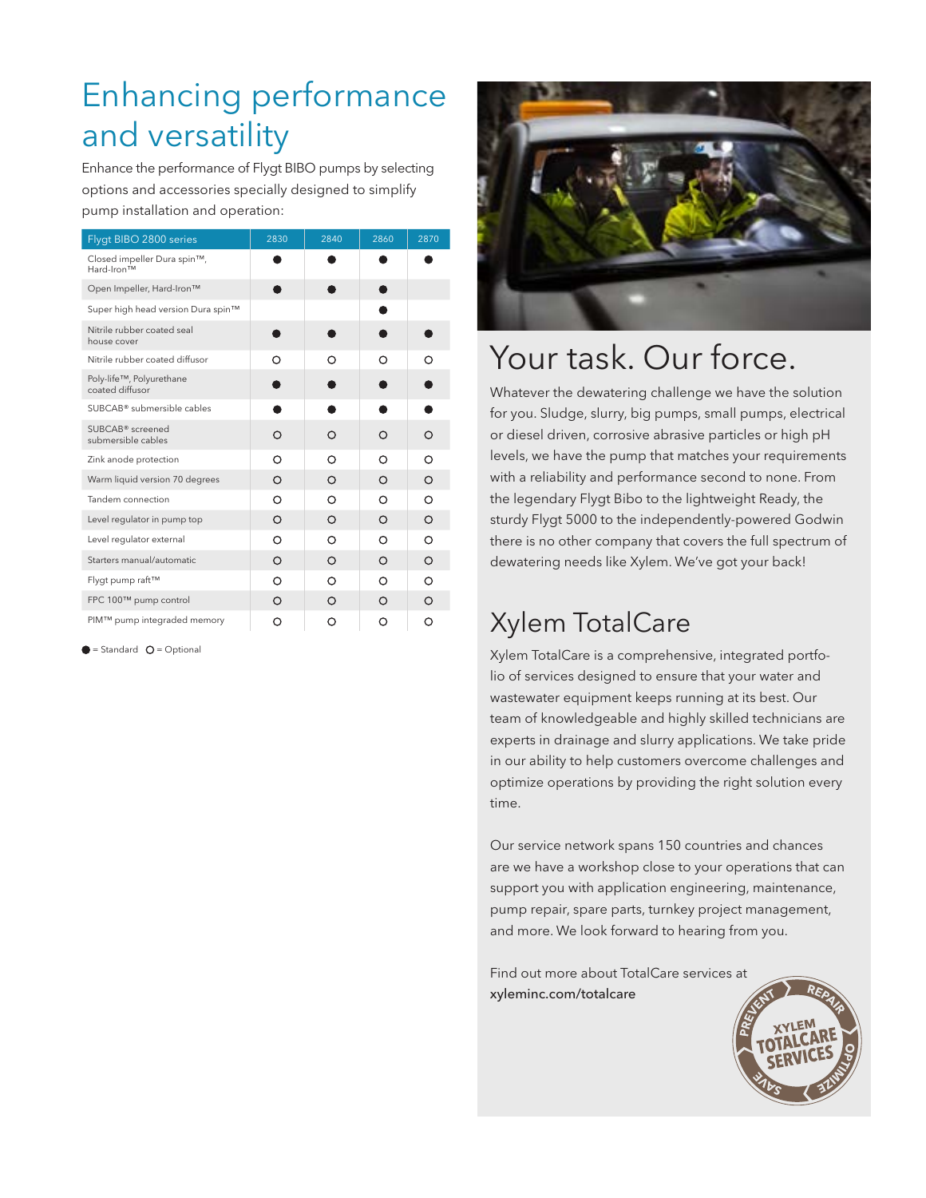# Enhancing performance and versatility

Enhance the performance of Flygt BIBO pumps by selecting options and accessories specially designed to simplify pump installation and operation:

| Flygt BIBO 2800 series | 2830 | 2840 | 2860 | 2870 |
|---|---|---|---|---|
| Closed impeller Dura spin™, Hard-Iron™ | ● | ● | ● | ● |
| Open Impeller, Hard-Iron™ | ● | ● | ● | |
| Super high head version Dura spin™ | | | ● | |
| Nitrile rubber coated seal house cover | ● | ● | ● | ● |
| Nitrile rubber coated diffusor | ○ | ○ | ○ | ○ |
| Poly-life™, Polyurethane coated diffusor | ● | ● | ● | ● |
| SUBCAB® submersible cables | ● | ● | ● | ● |
| SUBCAB® screened submersible cables | ○ | ○ | ○ | ○ |
| Zink anode protection | ○ | ○ | ○ | ○ |
| Warm liquid version 70 degrees | ○ | ○ | ○ | ○ |
| Tandem connection | ○ | ○ | ○ | ○ |
| Level regulator in pump top | ○ | ○ | ○ | ○ |
| Level regulator external | ○ | ○ | ○ | ○ |
| Starters manual/automatic | ○ | ○ | ○ | ○ |
| Flygt pump raft™ | ○ | ○ | ○ | ○ |
| FPC 100™ pump control | ○ | ○ | ○ | ○ |
| PIM™ pump integraded memory | ○ | ○ | ○ | ○ |

● = Standard ○ = Optional

# Your task. Our force.

Whatever the dewatering challenge we have the solution for you. Sludge, slurry, big pumps, small pumps, electrical or diesel driven, corrosive abrasive particles or high pH levels, we have the pump that matches your requirements with a reliability and performance second to none. From the legendary Flygt Bibo to the lightweight Ready, the sturdy Flygt 5000 to the independently-powered Godwin there is no other company that covers the full spectrum of dewatering needs like Xylem. We've got your back!

# Xylem TotalCare

Xylem TotalCare is a comprehensive, integrated portfolio of services designed to ensure that your water and wastewater equipment keeps running at its best. Our team of knowledgeable and highly skilled technicians are experts in drainage and slurry applications. We take pride in our ability to help customers overcome challenges and optimize operations by providing the right solution every time.

Our service network spans 150 countries and chances are we have a workshop close to your operations that can support you with application engineering, maintenance, pump repair, spare parts, turnkey project management, and more. We look forward to hearing from you.

Find out more about TotalCare services at **xyleminc.com/totalcare**

XYLEM TOTALCARE SERVICES — PREVENT · REPAIR · OPTIMIZE · SAVE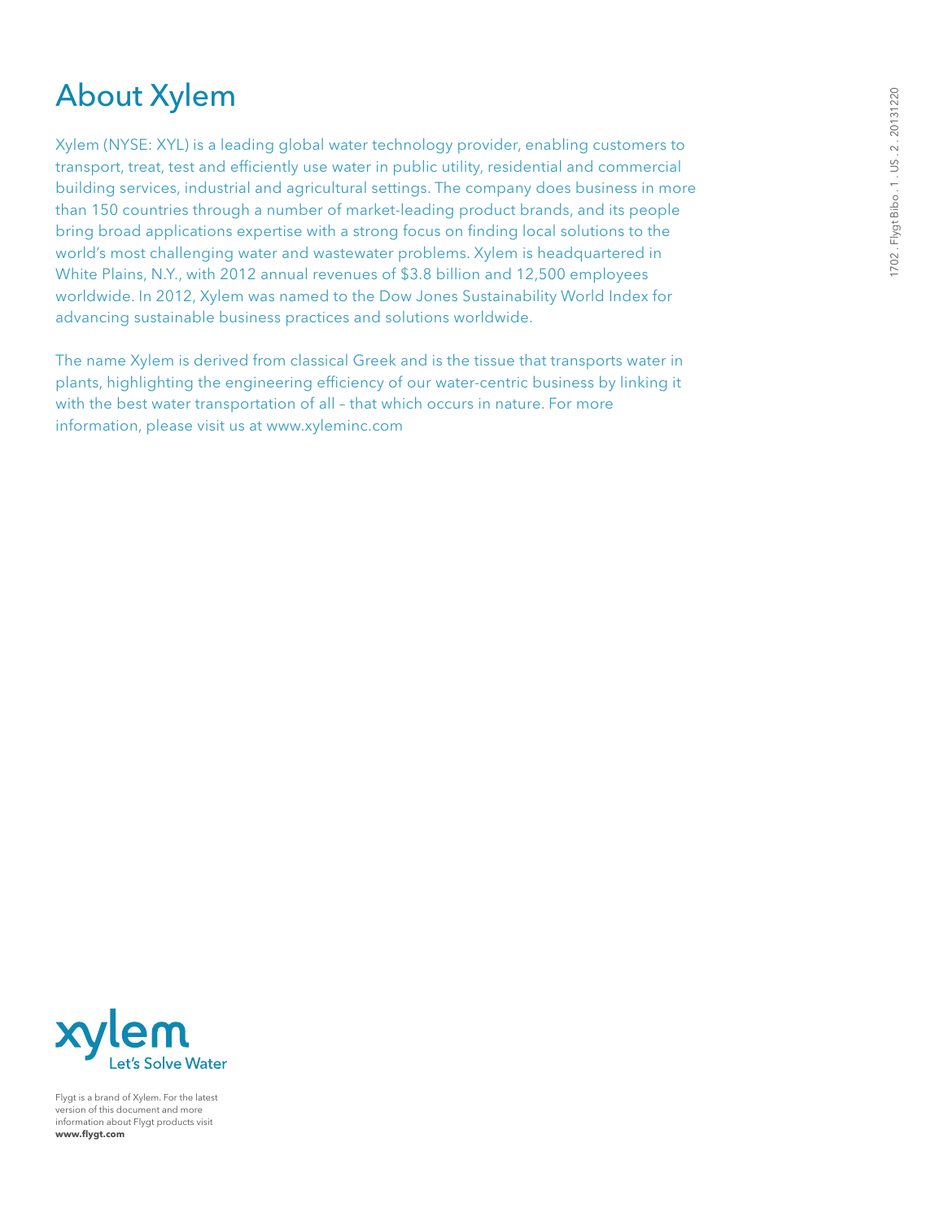# About Xylem

Xylem (NYSE: XYL) is a leading global water technology provider, enabling customers to transport, treat, test and efficiently use water in public utility, residential and commercial building services, industrial and agricultural settings. The company does business in more than 150 countries through a number of market-leading product brands, and its people bring broad applications expertise with a strong focus on finding local solutions to the world's most challenging water and wastewater problems. Xylem is headquartered in White Plains, N.Y., with 2012 annual revenues of $3.8 billion and 12,500 employees worldwide. In 2012, Xylem was named to the Dow Jones Sustainability World Index for advancing sustainable business practices and solutions worldwide.

The name Xylem is derived from classical Greek and is the tissue that transports water in plants, highlighting the engineering efficiency of our water-centric business by linking it with the best water transportation of all – that which occurs in nature. For more information, please visit us at www.xyleminc.com

1702 . Flygt Bibo . 1 . US . 2 . 20131220

xylem

Let's Solve Water

Flygt is a brand of Xylem. For the latest version of this document and more information about Flygt products visit **www.flygt.com**